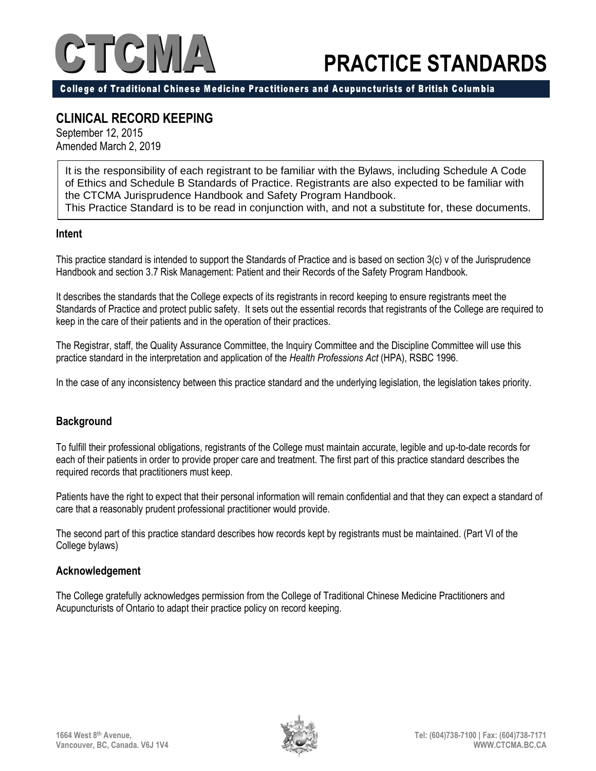# CTCMA PRACTICE STANDARDS

College of Traditional Chinese Medicine Practitioners and Acupuncturists of British Columbia

## CLINICAL RECORD KEEPING

September 12, 2015
Amended March 2, 2019

> It is the responsibility of each registrant to be familiar with the Bylaws, including Schedule A Code of Ethics and Schedule B Standards of Practice. Registrants are also expected to be familiar with the CTCMA Jurisprudence Handbook and Safety Program Handbook.
> This Practice Standard is to be read in conjunction with, and not a substitute for, these documents.

### Intent

This practice standard is intended to support the Standards of Practice and is based on section 3(c) v of the Jurisprudence Handbook and section 3.7 Risk Management: Patient and their Records of the Safety Program Handbook.

It describes the standards that the College expects of its registrants in record keeping to ensure registrants meet the Standards of Practice and protect public safety. It sets out the essential records that registrants of the College are required to keep in the care of their patients and in the operation of their practices.

The Registrar, staff, the Quality Assurance Committee, the Inquiry Committee and the Discipline Committee will use this practice standard in the interpretation and application of the *Health Professions Act* (HPA), RSBC 1996.

In the case of any inconsistency between this practice standard and the underlying legislation, the legislation takes priority.

### Background

To fulfill their professional obligations, registrants of the College must maintain accurate, legible and up-to-date records for each of their patients in order to provide proper care and treatment. The first part of this practice standard describes the required records that practitioners must keep.

Patients have the right to expect that their personal information will remain confidential and that they can expect a standard of care that a reasonably prudent professional practitioner would provide.

The second part of this practice standard describes how records kept by registrants must be maintained. (Part VI of the College bylaws)

### Acknowledgement

The College gratefully acknowledges permission from the College of Traditional Chinese Medicine Practitioners and Acupuncturists of Ontario to adapt their practice policy on record keeping.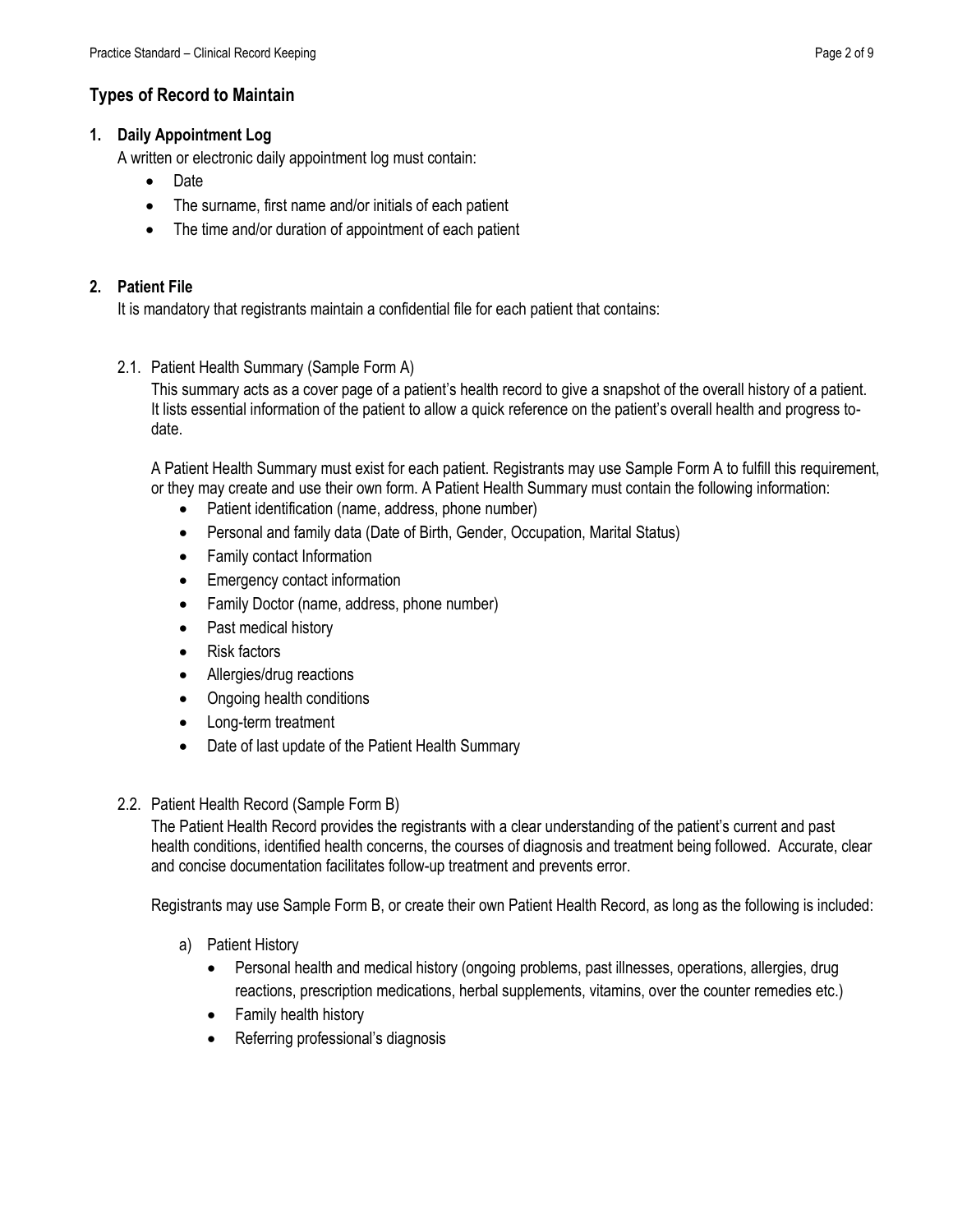## Types of Record to Maintain

### 1. Daily Appointment Log

A written or electronic daily appointment log must contain:

- Date
- The surname, first name and/or initials of each patient
- The time and/or duration of appointment of each patient

### 2. Patient File

It is mandatory that registrants maintain a confidential file for each patient that contains:

#### 2.1. Patient Health Summary (Sample Form A)

This summary acts as a cover page of a patient's health record to give a snapshot of the overall history of a patient. It lists essential information of the patient to allow a quick reference on the patient's overall health and progress to-date.

A Patient Health Summary must exist for each patient. Registrants may use Sample Form A to fulfill this requirement, or they may create and use their own form. A Patient Health Summary must contain the following information:

- Patient identification (name, address, phone number)
- Personal and family data (Date of Birth, Gender, Occupation, Marital Status)
- Family contact Information
- Emergency contact information
- Family Doctor (name, address, phone number)
- Past medical history
- Risk factors
- Allergies/drug reactions
- Ongoing health conditions
- Long-term treatment
- Date of last update of the Patient Health Summary

#### 2.2. Patient Health Record (Sample Form B)

The Patient Health Record provides the registrants with a clear understanding of the patient's current and past health conditions, identified health concerns, the courses of diagnosis and treatment being followed. Accurate, clear and concise documentation facilitates follow-up treatment and prevents error.

Registrants may use Sample Form B, or create their own Patient Health Record, as long as the following is included:

a) Patient History
   - Personal health and medical history (ongoing problems, past illnesses, operations, allergies, drug reactions, prescription medications, herbal supplements, vitamins, over the counter remedies etc.)
   - Family health history
   - Referring professional's diagnosis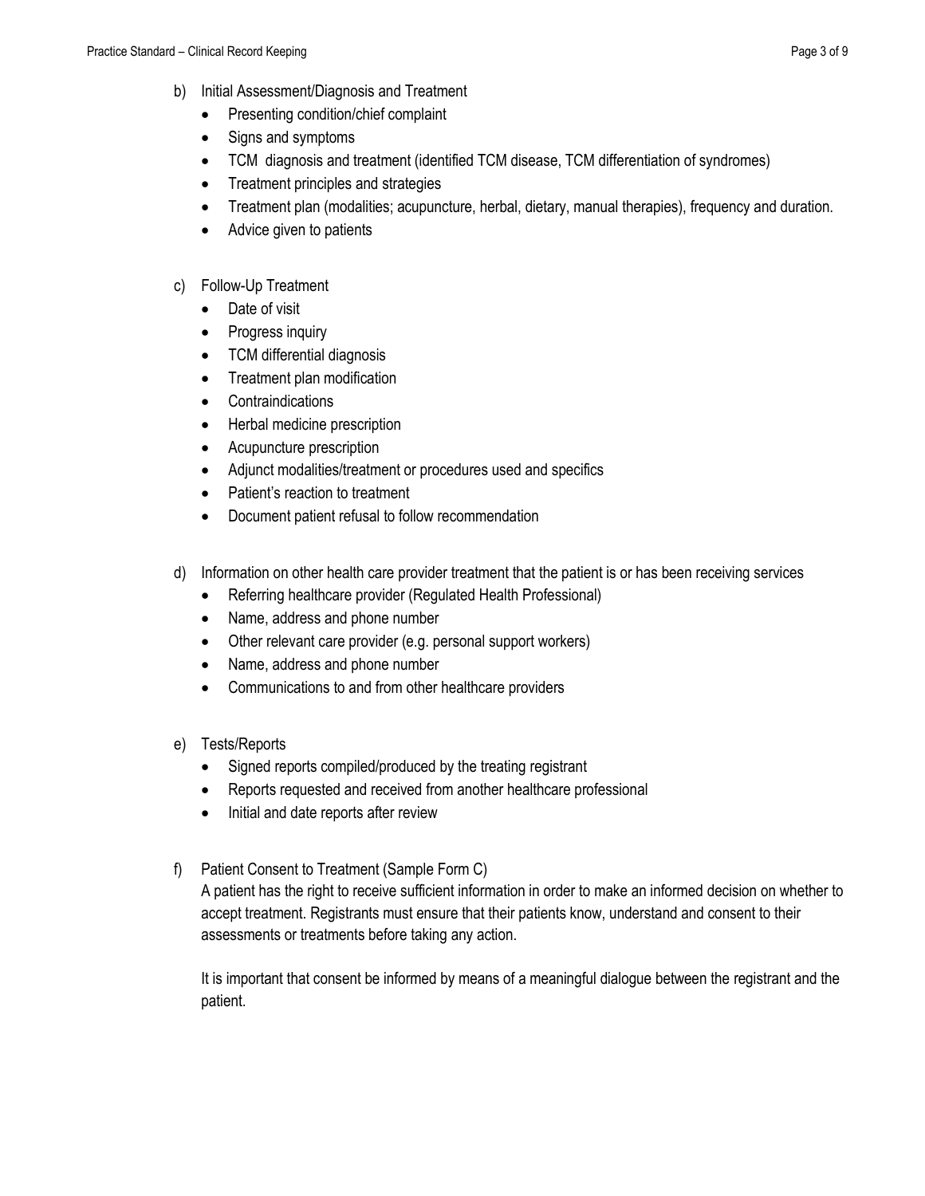b) Initial Assessment/Diagnosis and Treatment
   - Presenting condition/chief complaint
   - Signs and symptoms
   - TCM diagnosis and treatment (identified TCM disease, TCM differentiation of syndromes)
   - Treatment principles and strategies
   - Treatment plan (modalities; acupuncture, herbal, dietary, manual therapies), frequency and duration.
   - Advice given to patients

c) Follow-Up Treatment
   - Date of visit
   - Progress inquiry
   - TCM differential diagnosis
   - Treatment plan modification
   - Contraindications
   - Herbal medicine prescription
   - Acupuncture prescription
   - Adjunct modalities/treatment or procedures used and specifics
   - Patient's reaction to treatment
   - Document patient refusal to follow recommendation

d) Information on other health care provider treatment that the patient is or has been receiving services
   - Referring healthcare provider (Regulated Health Professional)
   - Name, address and phone number
   - Other relevant care provider (e.g. personal support workers)
   - Name, address and phone number
   - Communications to and from other healthcare providers

e) Tests/Reports
   - Signed reports compiled/produced by the treating registrant
   - Reports requested and received from another healthcare professional
   - Initial and date reports after review

f) Patient Consent to Treatment (Sample Form C)

   A patient has the right to receive sufficient information in order to make an informed decision on whether to accept treatment. Registrants must ensure that their patients know, understand and consent to their assessments or treatments before taking any action.

   It is important that consent be informed by means of a meaningful dialogue between the registrant and the patient.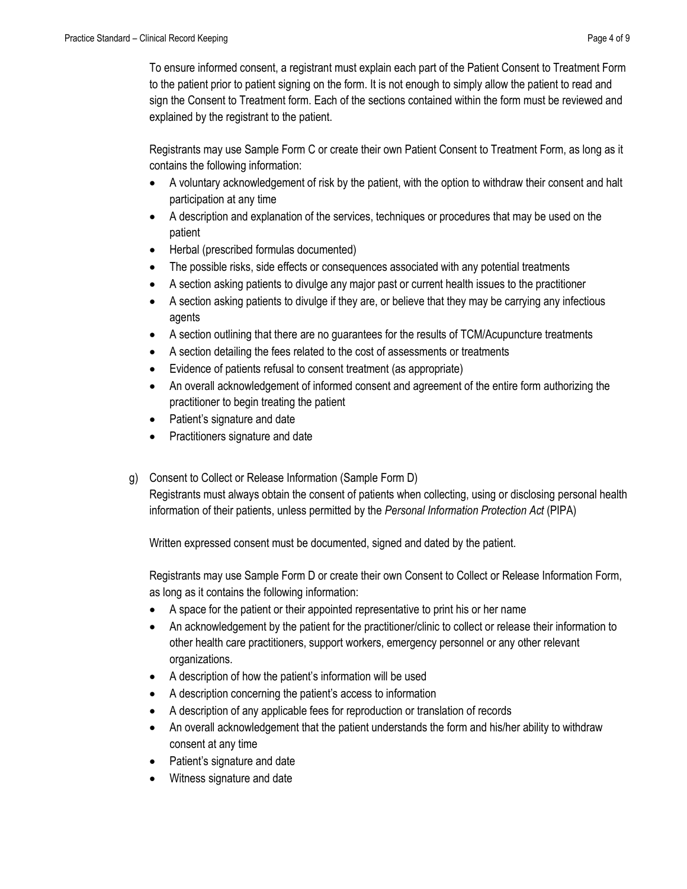To ensure informed consent, a registrant must explain each part of the Patient Consent to Treatment Form to the patient prior to patient signing on the form. It is not enough to simply allow the patient to read and sign the Consent to Treatment form. Each of the sections contained within the form must be reviewed and explained by the registrant to the patient.

Registrants may use Sample Form C or create their own Patient Consent to Treatment Form, as long as it contains the following information:

- A voluntary acknowledgement of risk by the patient, with the option to withdraw their consent and halt participation at any time
- A description and explanation of the services, techniques or procedures that may be used on the patient
- Herbal (prescribed formulas documented)
- The possible risks, side effects or consequences associated with any potential treatments
- A section asking patients to divulge any major past or current health issues to the practitioner
- A section asking patients to divulge if they are, or believe that they may be carrying any infectious agents
- A section outlining that there are no guarantees for the results of TCM/Acupuncture treatments
- A section detailing the fees related to the cost of assessments or treatments
- Evidence of patients refusal to consent treatment (as appropriate)
- An overall acknowledgement of informed consent and agreement of the entire form authorizing the practitioner to begin treating the patient
- Patient's signature and date
- Practitioners signature and date

g) Consent to Collect or Release Information (Sample Form D)
Registrants must always obtain the consent of patients when collecting, using or disclosing personal health information of their patients, unless permitted by the *Personal Information Protection Act* (PIPA)

Written expressed consent must be documented, signed and dated by the patient.

Registrants may use Sample Form D or create their own Consent to Collect or Release Information Form, as long as it contains the following information:

- A space for the patient or their appointed representative to print his or her name
- An acknowledgement by the patient for the practitioner/clinic to collect or release their information to other health care practitioners, support workers, emergency personnel or any other relevant organizations.
- A description of how the patient's information will be used
- A description concerning the patient's access to information
- A description of any applicable fees for reproduction or translation of records
- An overall acknowledgement that the patient understands the form and his/her ability to withdraw consent at any time
- Patient's signature and date
- Witness signature and date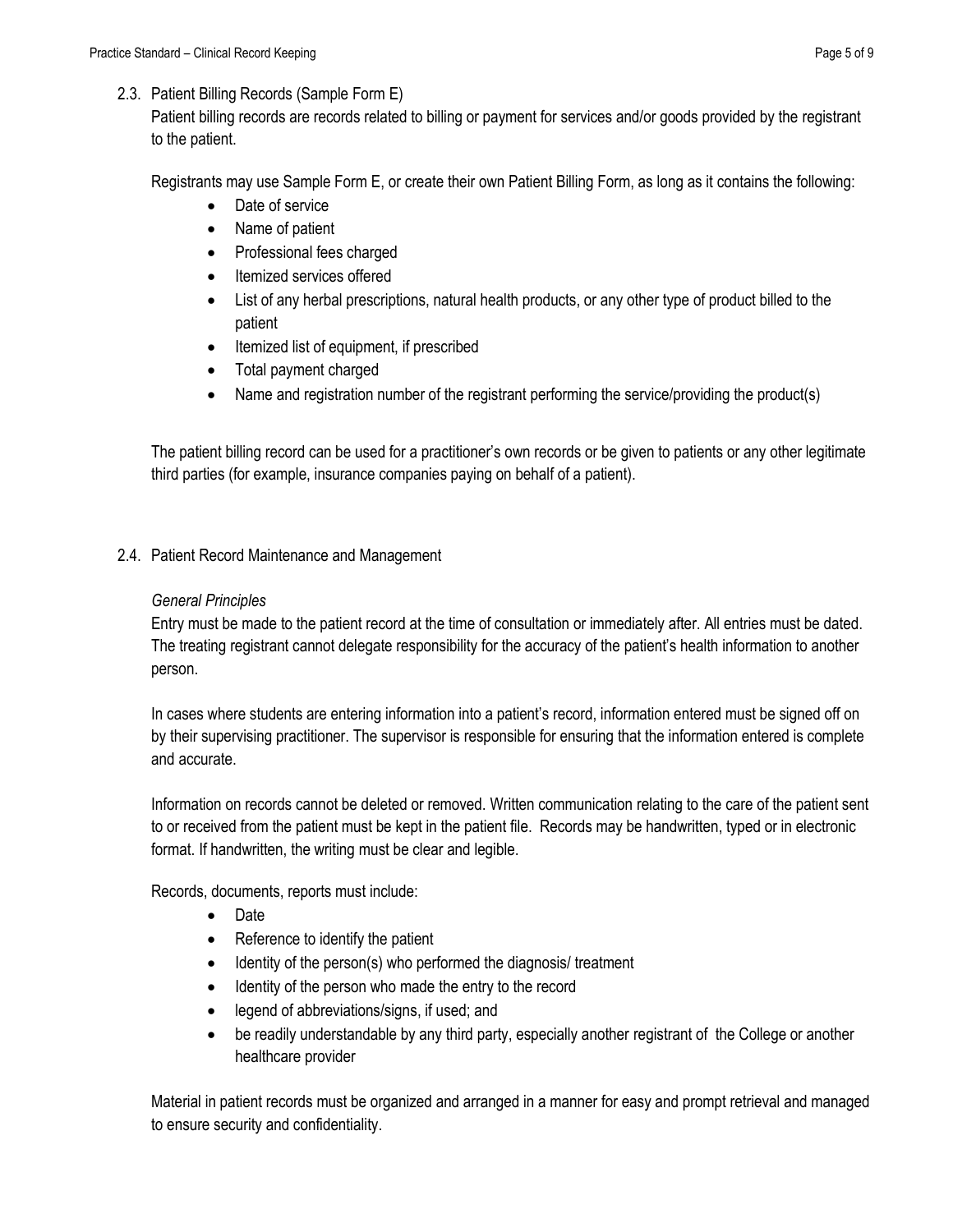## 2.3. Patient Billing Records (Sample Form E)

Patient billing records are records related to billing or payment for services and/or goods provided by the registrant to the patient.

Registrants may use Sample Form E, or create their own Patient Billing Form, as long as it contains the following:

- Date of service
- Name of patient
- Professional fees charged
- Itemized services offered
- List of any herbal prescriptions, natural health products, or any other type of product billed to the patient
- Itemized list of equipment, if prescribed
- Total payment charged
- Name and registration number of the registrant performing the service/providing the product(s)

The patient billing record can be used for a practitioner's own records or be given to patients or any other legitimate third parties (for example, insurance companies paying on behalf of a patient).

## 2.4. Patient Record Maintenance and Management

*General Principles*

Entry must be made to the patient record at the time of consultation or immediately after. All entries must be dated. The treating registrant cannot delegate responsibility for the accuracy of the patient's health information to another person.

In cases where students are entering information into a patient's record, information entered must be signed off on by their supervising practitioner. The supervisor is responsible for ensuring that the information entered is complete and accurate.

Information on records cannot be deleted or removed. Written communication relating to the care of the patient sent to or received from the patient must be kept in the patient file. Records may be handwritten, typed or in electronic format. If handwritten, the writing must be clear and legible.

Records, documents, reports must include:

- Date
- Reference to identify the patient
- Identity of the person(s) who performed the diagnosis/ treatment
- Identity of the person who made the entry to the record
- legend of abbreviations/signs, if used; and
- be readily understandable by any third party, especially another registrant of the College or another healthcare provider

Material in patient records must be organized and arranged in a manner for easy and prompt retrieval and managed to ensure security and confidentiality.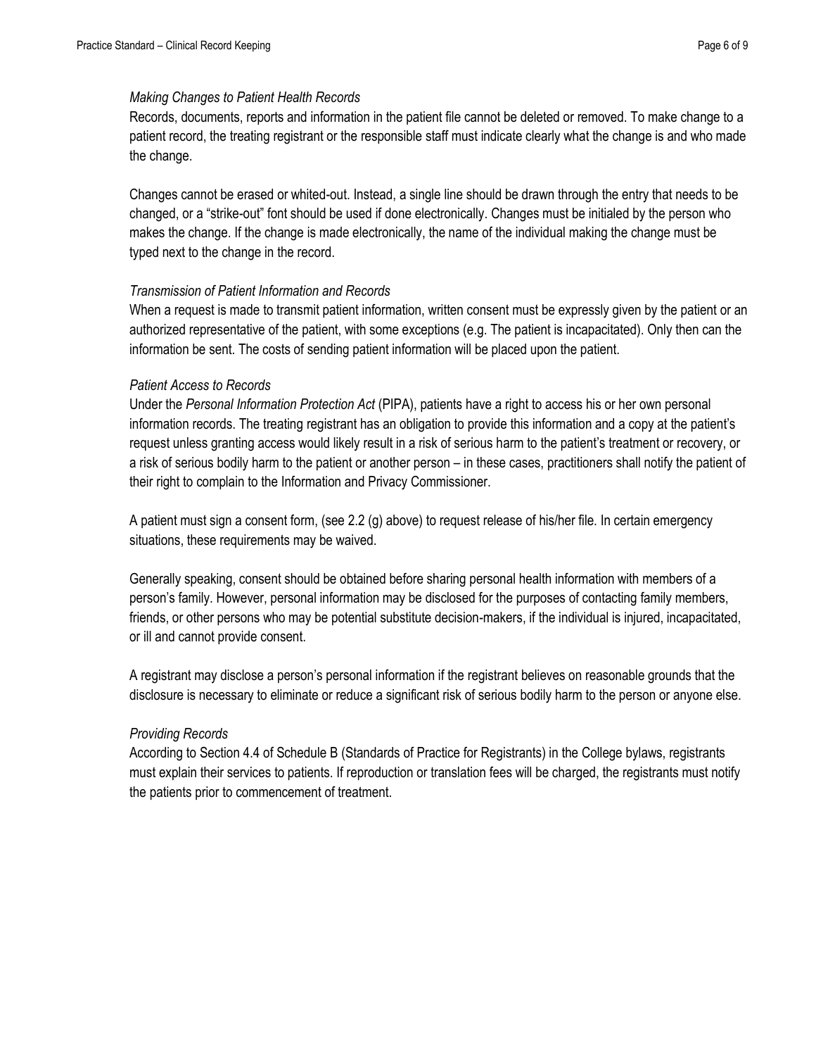*Making Changes to Patient Health Records*

Records, documents, reports and information in the patient file cannot be deleted or removed. To make change to a patient record, the treating registrant or the responsible staff must indicate clearly what the change is and who made the change.

Changes cannot be erased or whited-out. Instead, a single line should be drawn through the entry that needs to be changed, or a "strike-out" font should be used if done electronically. Changes must be initialed by the person who makes the change. If the change is made electronically, the name of the individual making the change must be typed next to the change in the record.

*Transmission of Patient Information and Records*

When a request is made to transmit patient information, written consent must be expressly given by the patient or an authorized representative of the patient, with some exceptions (e.g. The patient is incapacitated). Only then can the information be sent. The costs of sending patient information will be placed upon the patient.

*Patient Access to Records*

Under the *Personal Information Protection Act* (PIPA), patients have a right to access his or her own personal information records. The treating registrant has an obligation to provide this information and a copy at the patient's request unless granting access would likely result in a risk of serious harm to the patient's treatment or recovery, or a risk of serious bodily harm to the patient or another person – in these cases, practitioners shall notify the patient of their right to complain to the Information and Privacy Commissioner.

A patient must sign a consent form, (see 2.2 (g) above) to request release of his/her file. In certain emergency situations, these requirements may be waived.

Generally speaking, consent should be obtained before sharing personal health information with members of a person's family. However, personal information may be disclosed for the purposes of contacting family members, friends, or other persons who may be potential substitute decision-makers, if the individual is injured, incapacitated, or ill and cannot provide consent.

A registrant may disclose a person's personal information if the registrant believes on reasonable grounds that the disclosure is necessary to eliminate or reduce a significant risk of serious bodily harm to the person or anyone else.

*Providing Records*

According to Section 4.4 of Schedule B (Standards of Practice for Registrants) in the College bylaws, registrants must explain their services to patients. If reproduction or translation fees will be charged, the registrants must notify the patients prior to commencement of treatment.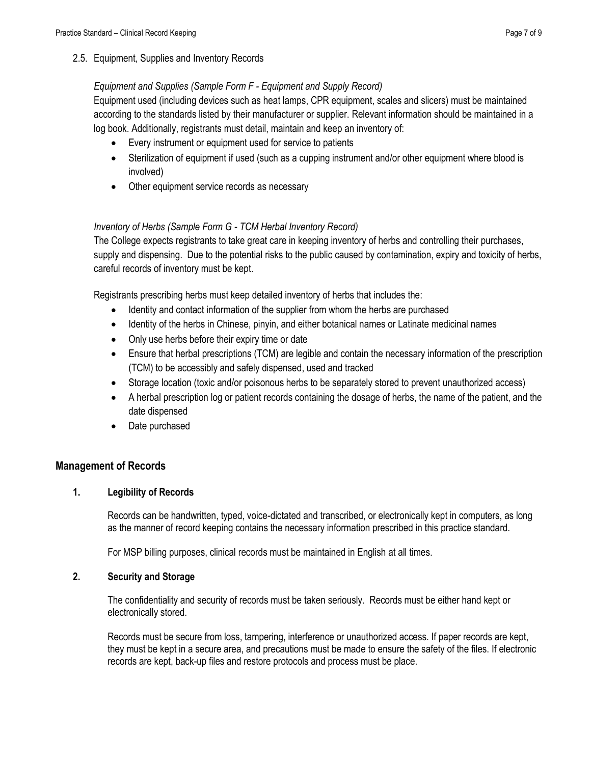### 2.5. Equipment, Supplies and Inventory Records

*Equipment and Supplies (Sample Form F - Equipment and Supply Record)*

Equipment used (including devices such as heat lamps, CPR equipment, scales and slicers) must be maintained according to the standards listed by their manufacturer or supplier. Relevant information should be maintained in a log book. Additionally, registrants must detail, maintain and keep an inventory of:

- Every instrument or equipment used for service to patients
- Sterilization of equipment if used (such as a cupping instrument and/or other equipment where blood is involved)
- Other equipment service records as necessary

*Inventory of Herbs (Sample Form G - TCM Herbal Inventory Record)*

The College expects registrants to take great care in keeping inventory of herbs and controlling their purchases, supply and dispensing. Due to the potential risks to the public caused by contamination, expiry and toxicity of herbs, careful records of inventory must be kept.

Registrants prescribing herbs must keep detailed inventory of herbs that includes the:

- Identity and contact information of the supplier from whom the herbs are purchased
- Identity of the herbs in Chinese, pinyin, and either botanical names or Latinate medicinal names
- Only use herbs before their expiry time or date
- Ensure that herbal prescriptions (TCM) are legible and contain the necessary information of the prescription (TCM) to be accessibly and safely dispensed, used and tracked
- Storage location (toxic and/or poisonous herbs to be separately stored to prevent unauthorized access)
- A herbal prescription log or patient records containing the dosage of herbs, the name of the patient, and the date dispensed
- Date purchased

## Management of Records

### 1. Legibility of Records

Records can be handwritten, typed, voice-dictated and transcribed, or electronically kept in computers, as long as the manner of record keeping contains the necessary information prescribed in this practice standard.

For MSP billing purposes, clinical records must be maintained in English at all times.

### 2. Security and Storage

The confidentiality and security of records must be taken seriously. Records must be either hand kept or electronically stored.

Records must be secure from loss, tampering, interference or unauthorized access. If paper records are kept, they must be kept in a secure area, and precautions must be made to ensure the safety of the files. If electronic records are kept, back-up files and restore protocols and process must be place.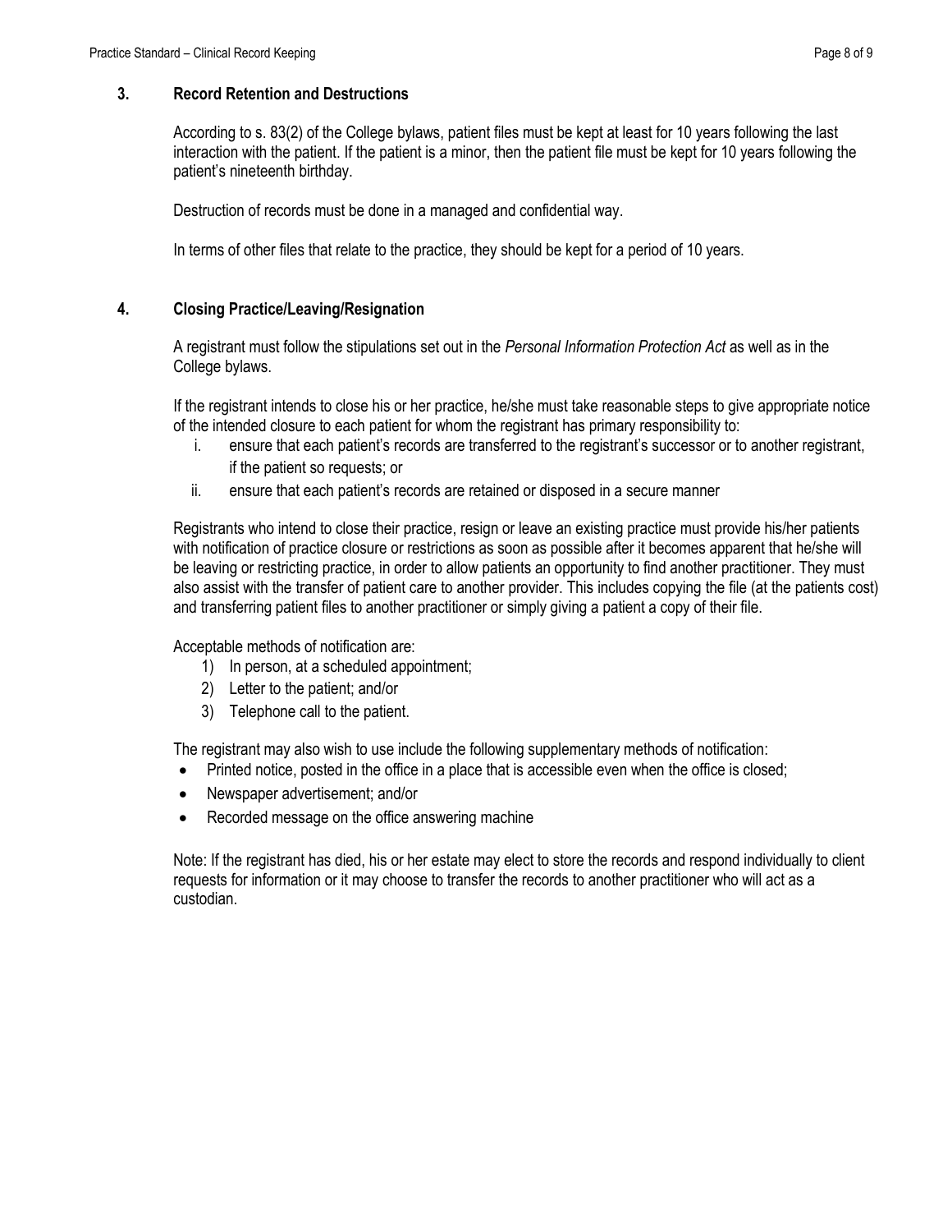### 3. Record Retention and Destructions

According to s. 83(2) of the College bylaws, patient files must be kept at least for 10 years following the last interaction with the patient. If the patient is a minor, then the patient file must be kept for 10 years following the patient's nineteenth birthday.

Destruction of records must be done in a managed and confidential way.

In terms of other files that relate to the practice, they should be kept for a period of 10 years.

### 4. Closing Practice/Leaving/Resignation

A registrant must follow the stipulations set out in the *Personal Information Protection Act* as well as in the College bylaws.

If the registrant intends to close his or her practice, he/she must take reasonable steps to give appropriate notice of the intended closure to each patient for whom the registrant has primary responsibility to:

i. ensure that each patient's records are transferred to the registrant's successor or to another registrant, if the patient so requests; or
ii. ensure that each patient's records are retained or disposed in a secure manner

Registrants who intend to close their practice, resign or leave an existing practice must provide his/her patients with notification of practice closure or restrictions as soon as possible after it becomes apparent that he/she will be leaving or restricting practice, in order to allow patients an opportunity to find another practitioner. They must also assist with the transfer of patient care to another provider. This includes copying the file (at the patients cost) and transferring patient files to another practitioner or simply giving a patient a copy of their file.

Acceptable methods of notification are:

1) In person, at a scheduled appointment;
2) Letter to the patient; and/or
3) Telephone call to the patient.

The registrant may also wish to use include the following supplementary methods of notification:

- Printed notice, posted in the office in a place that is accessible even when the office is closed;
- Newspaper advertisement; and/or
- Recorded message on the office answering machine

Note: If the registrant has died, his or her estate may elect to store the records and respond individually to client requests for information or it may choose to transfer the records to another practitioner who will act as a custodian.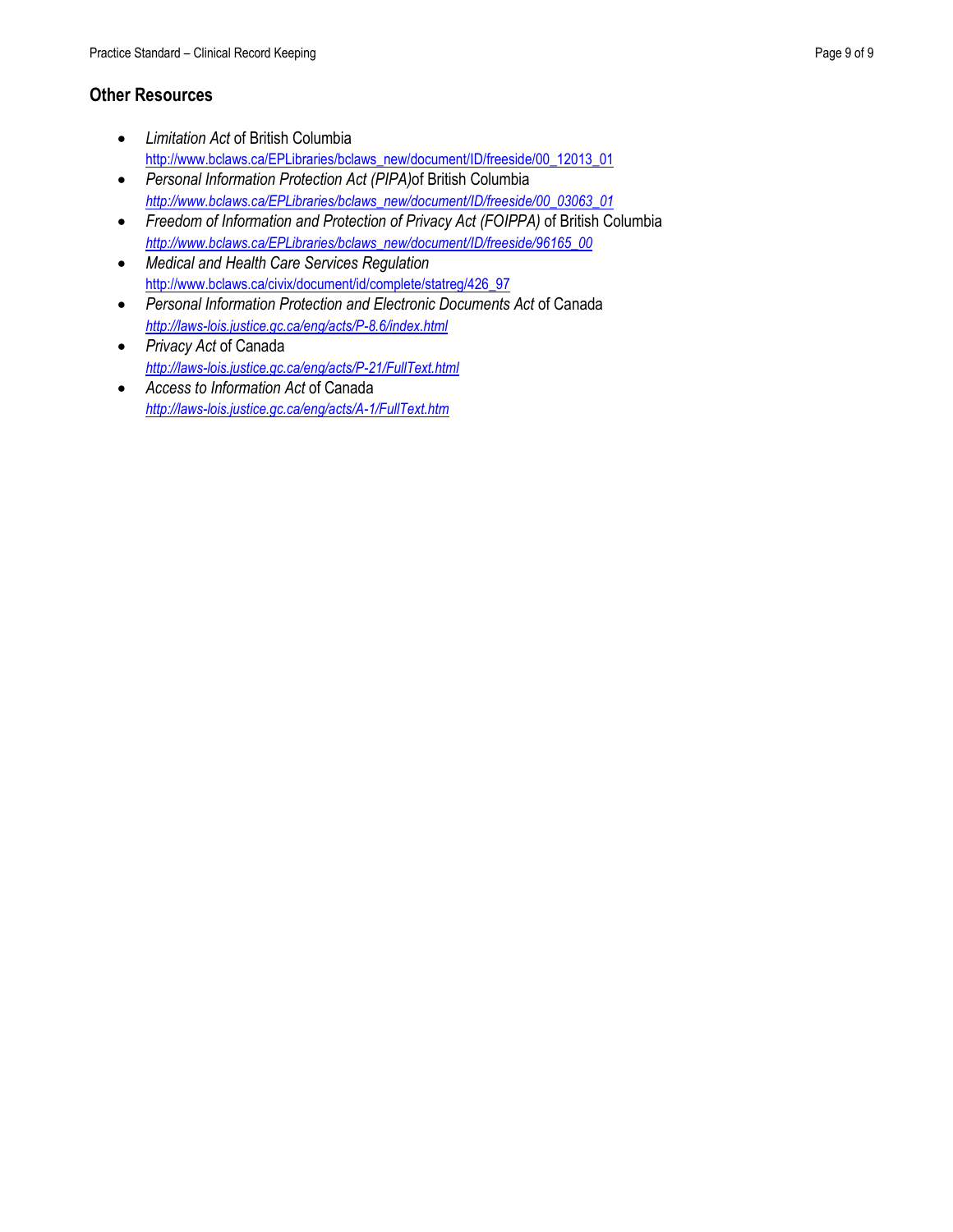## Other Resources

- *Limitation Act* of British Columbia
  http://www.bclaws.ca/EPLibraries/bclaws_new/document/ID/freeside/00_12013_01
- *Personal Information Protection Act (PIPA)*of British Columbia
  *http://www.bclaws.ca/EPLibraries/bclaws_new/document/ID/freeside/00_03063_01*
- *Freedom of Information and Protection of Privacy Act (FOIPPA)* of British Columbia
  *http://www.bclaws.ca/EPLibraries/bclaws_new/document/ID/freeside/96165_00*
- *Medical and Health Care Services Regulation*
  http://www.bclaws.ca/civix/document/id/complete/statreg/426_97
- *Personal Information Protection and Electronic Documents Act* of Canada
  *http://laws-lois.justice.gc.ca/eng/acts/P-8.6/index.html*
- *Privacy Act* of Canada
  *http://laws-lois.justice.gc.ca/eng/acts/P-21/FullText.html*
- *Access to Information Act* of Canada
  *http://laws-lois.justice.gc.ca/eng/acts/A-1/FullText.htm*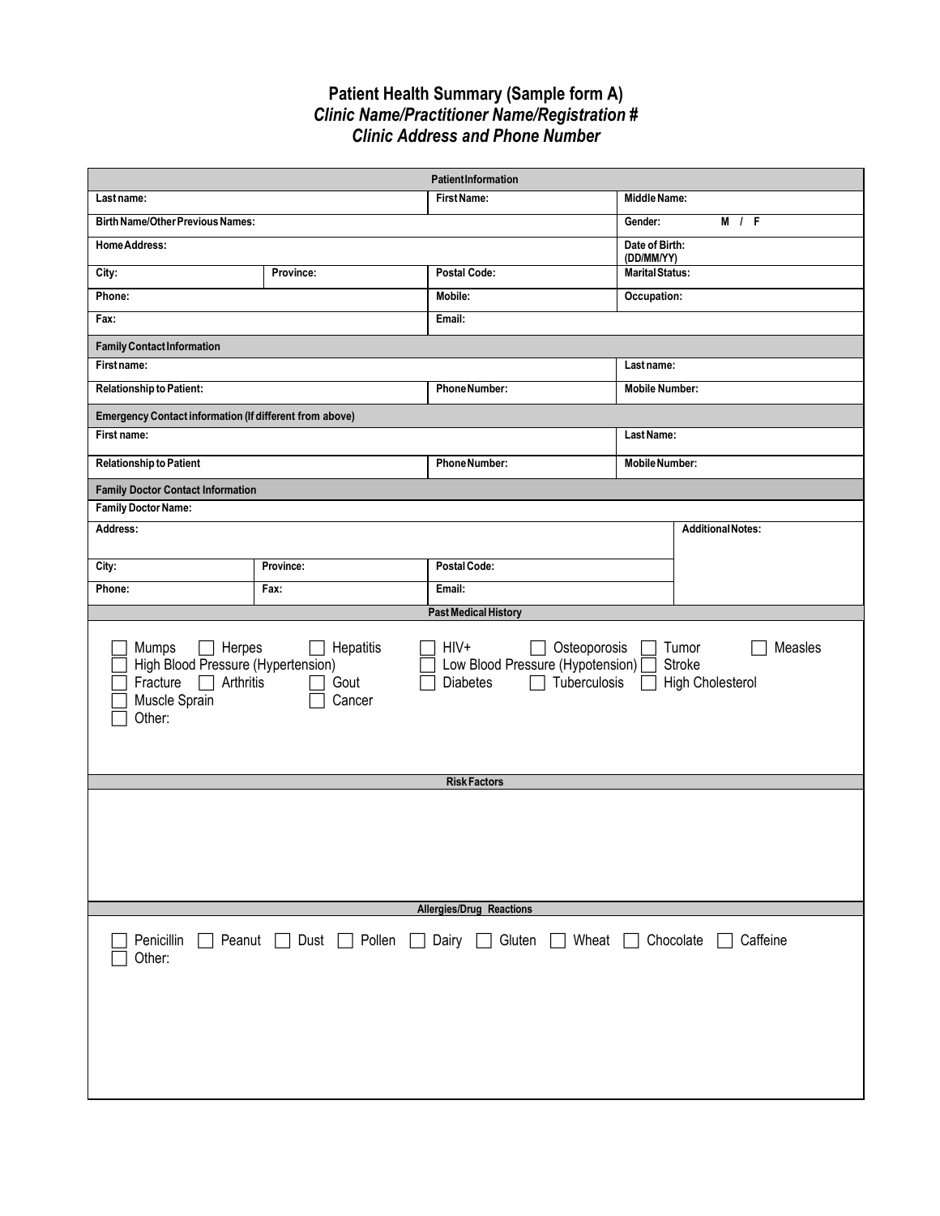# Patient Health Summary (Sample form A)

***Clinic Name/Practitioner Name/Registration #***

***Clinic Address and Phone Number***

| **Patient Information** | | | |
|---|---|---|---|
| **Last name:** | | **First Name:** | **Middle Name:** |
| **Birth Name/Other Previous Names:** | | | **Gender:** M / F |
| **Home Address:** | | | **Date of Birth: (DD/MM/YY)** |
| **City:** | **Province:** | **Postal Code:** | **Marital Status:** |
| **Phone:** | | **Mobile:** | **Occupation:** |
| **Fax:** | | **Email:** | |
| **Family Contact Information** | | | |
| **First name:** | | | **Last name:** |
| **Relationship to Patient:** | | **Phone Number:** | **Mobile Number:** |
| **Emergency Contact information (If different from above)** | | | |
| **First name:** | | | **Last Name:** |
| **Relationship to Patient** | | **Phone Number:** | **Mobile Number:** |

| **Family Doctor Contact Information** | | | |
|---|---|---|---|
| **Family Doctor Name:** | | | |
| **Address:** | | | **Additional Notes:** |
| **City:** | **Province:** | **Postal Code:** | |
| **Phone:** | **Fax:** | **Email:** | |

**Past Medical History**

☐ Mumps ☐ Herpes ☐ Hepatitis ☐ HIV+ ☐ Osteoporosis ☐ Tumor ☐ Measles
☐ High Blood Pressure (Hypertension) ☐ Low Blood Pressure (Hypotension) ☐ Stroke
☐ Fracture ☐ Arthritis ☐ Gout ☐ Diabetes ☐ Tuberculosis ☐ High Cholesterol
☐ Muscle Sprain ☐ Cancer
☐ Other:

**Risk Factors**

**Allergies/Drug Reactions**

☐ Penicillin ☐ Peanut ☐ Dust ☐ Pollen ☐ Dairy ☐ Gluten ☐ Wheat ☐ Chocolate ☐ Caffeine
☐ Other: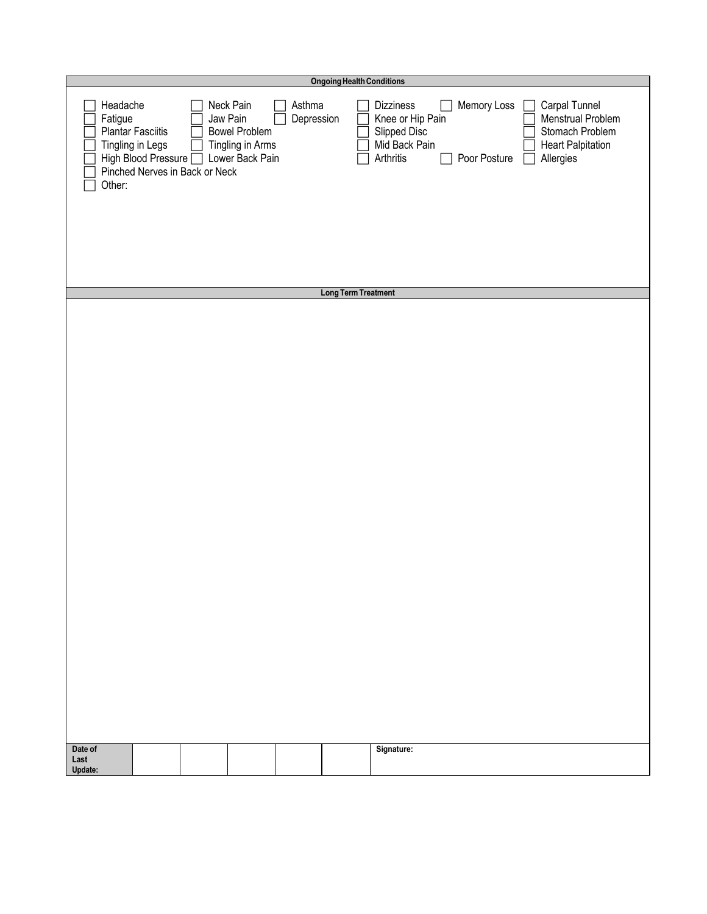## Ongoing Health Conditions

- [ ] Headache
- [ ] Fatigue
- [ ] Plantar Fasciitis
- [ ] Tingling in Legs
- [ ] High Blood Pressure
- [ ] Pinched Nerves in Back or Neck
- [ ] Other:
- [ ] Neck Pain
- [ ] Jaw Pain
- [ ] Bowel Problem
- [ ] Tingling in Arms
- [ ] Lower Back Pain
- [ ] Asthma
- [ ] Depression
- [ ] Dizziness
- [ ] Knee or Hip Pain
- [ ] Slipped Disc
- [ ] Mid Back Pain
- [ ] Arthritis
- [ ] Memory Loss
- [ ] Poor Posture
- [ ] Carpal Tunnel
- [ ] Menstrual Problem
- [ ] Stomach Problem
- [ ] Heart Palpitation
- [ ] Allergies

## Long Term Treatment

| Date of Last Update: | | | | | | Signature: |
|---|---|---|---|---|---|---|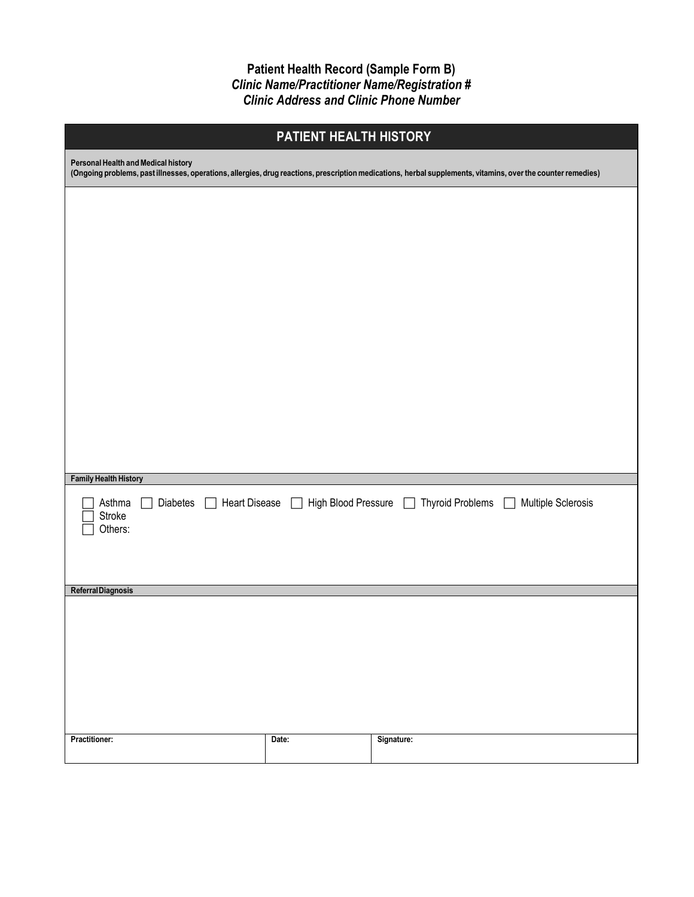**Patient Health Record (Sample Form B)**
***Clinic Name/Practitioner Name/Registration #***
***Clinic Address and Clinic Phone Number***

## PATIENT HEALTH HISTORY

**Personal Health and Medical history**
**(Ongoing problems, past illnesses, operations, allergies, drug reactions, prescription medications, herbal supplements, vitamins, over the counter remedies)**

**Family Health History**

- [ ] Asthma
- [ ] Diabetes
- [ ] Heart Disease
- [ ] High Blood Pressure
- [ ] Thyroid Problems
- [ ] Multiple Sclerosis
- [ ] Stroke
- [ ] Others:

**Referral Diagnosis**

| Practitioner: | Date: | Signature: |
|---|---|---|
| | | |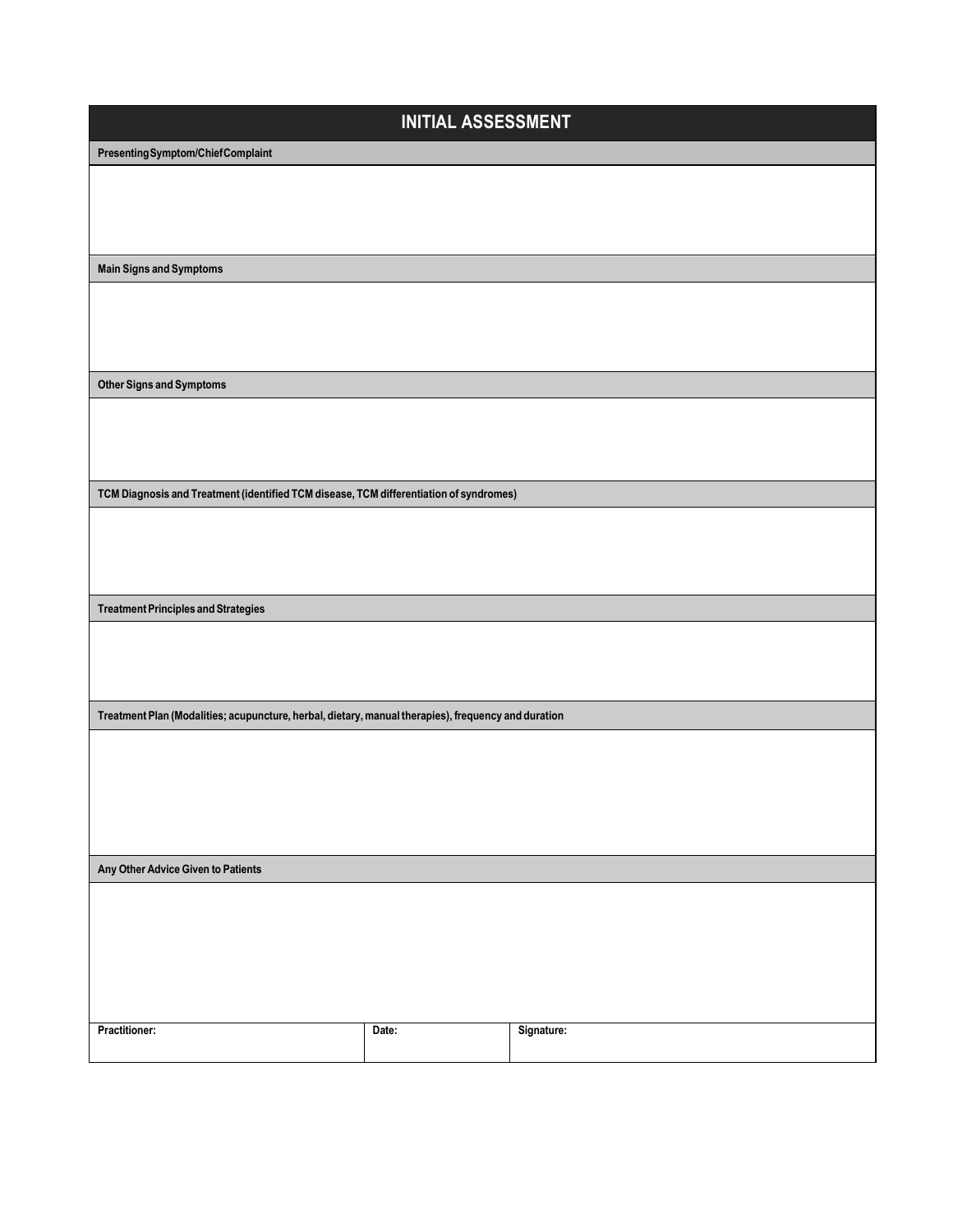# INITIAL ASSESSMENT

**Presenting Symptom/Chief Complaint**

**Main Signs and Symptoms**

**Other Signs and Symptoms**

**TCM Diagnosis and Treatment (identified TCM disease, TCM differentiation of syndromes)**

**Treatment Principles and Strategies**

**Treatment Plan (Modalities; acupuncture, herbal, dietary, manual therapies), frequency and duration**

**Any Other Advice Given to Patients**

| Practitioner: | Date: | Signature: |
| --- | --- | --- |
| | | |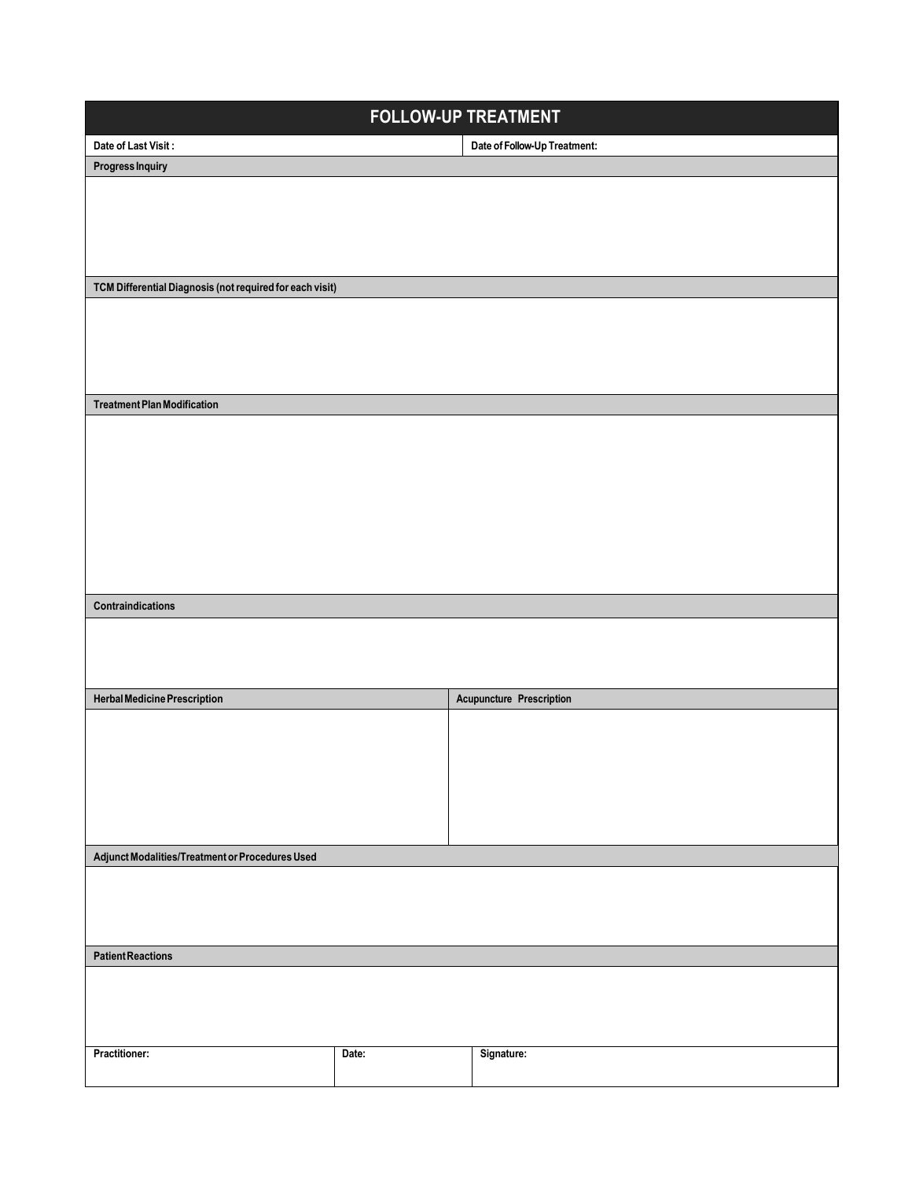# FOLLOW-UP TREATMENT

| Date of Last Visit : | Date of Follow-Up Treatment: |
|---|---|

**Progress Inquiry**

**TCM Differential Diagnosis (not required for each visit)**

**Treatment Plan Modification**

**Contraindications**

| Herbal Medicine Prescription | Acupuncture Prescription |
|---|---|
| | |

**Adjunct Modalities/Treatment or Procedures Used**

**Patient Reactions**

| Practitioner: | Date: | Signature: |
|---|---|---|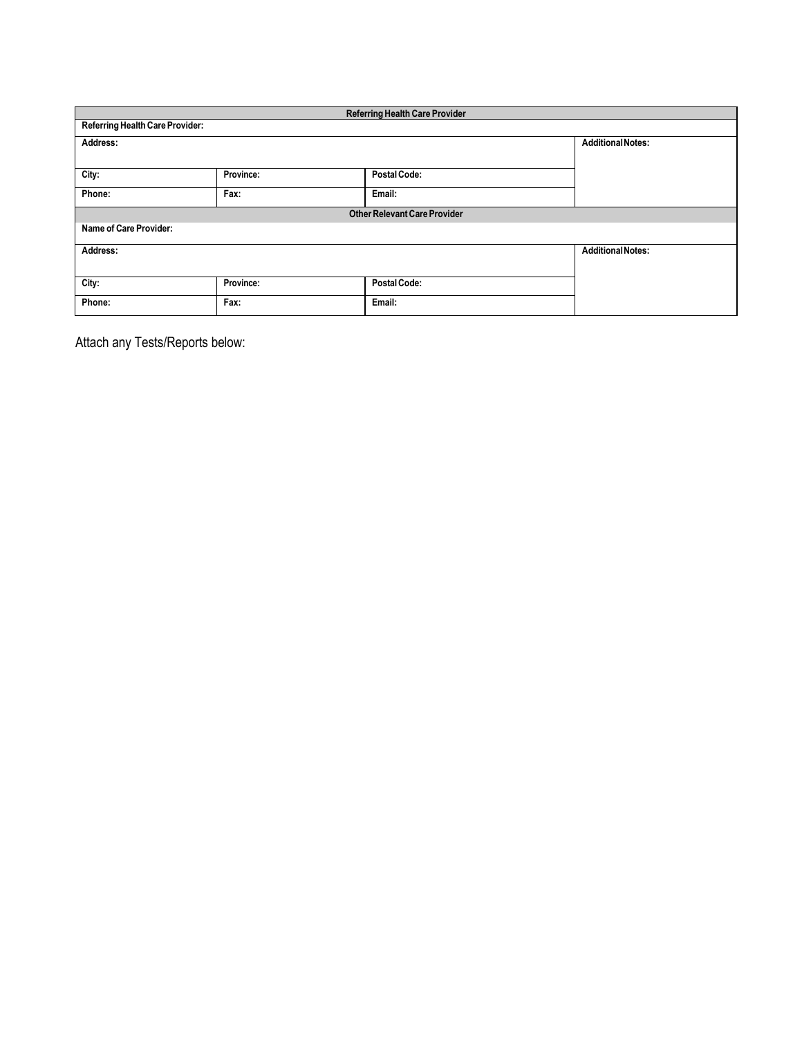| Referring Health Care Provider | | | |
|---|---|---|---|
| **Referring Health Care Provider:** | | | |
| **Address:** | | | **Additional Notes:** |
| **City:** | **Province:** | **Postal Code:** | |
| **Phone:** | **Fax:** | **Email:** | |

| Other Relevant Care Provider | | | |
|---|---|---|---|
| **Name of Care Provider:** | | | |
| **Address:** | | | **Additional Notes:** |
| **City:** | **Province:** | **Postal Code:** | |
| **Phone:** | **Fax:** | **Email:** | |

Attach any Tests/Reports below: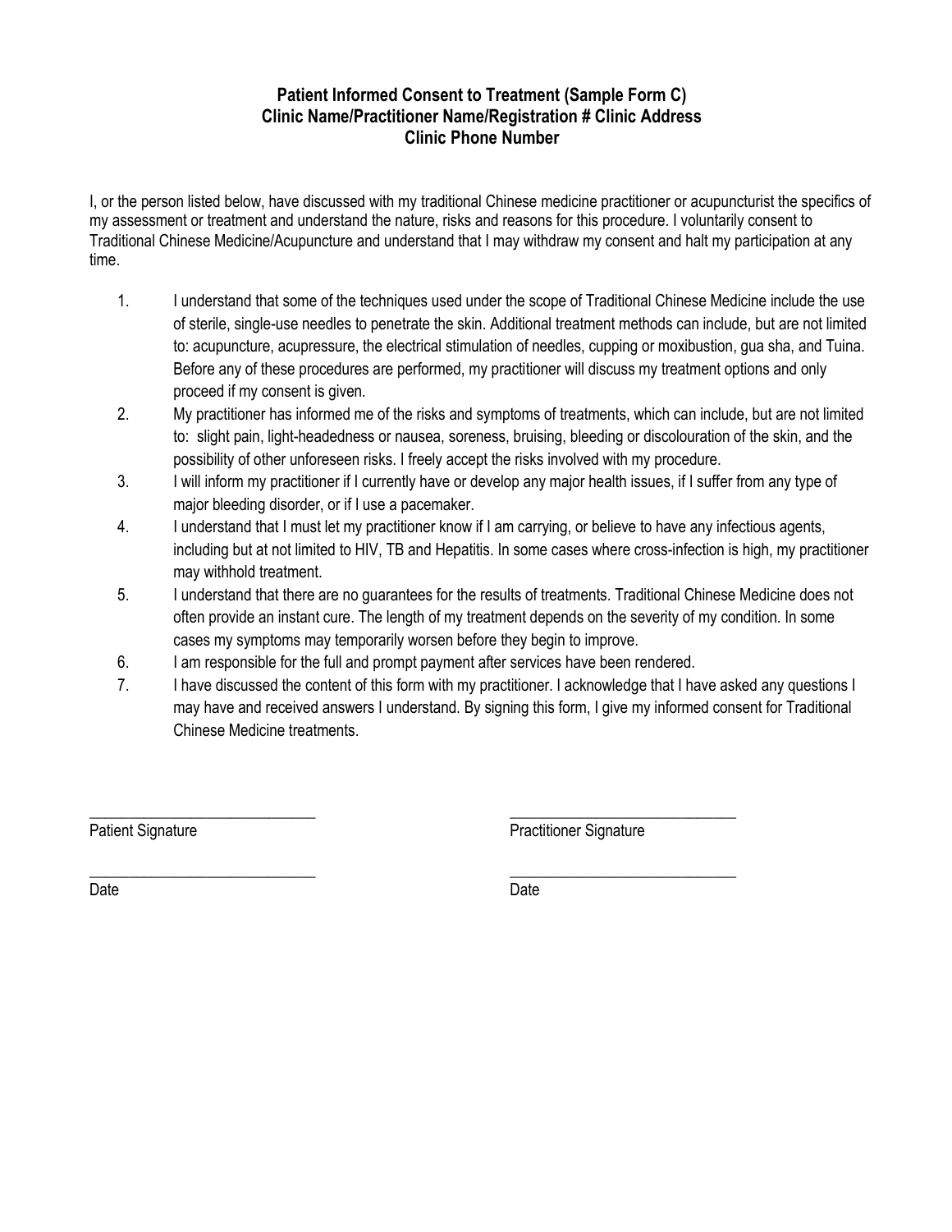## Patient Informed Consent to Treatment (Sample Form C)
## Clinic Name/Practitioner Name/Registration # Clinic Address
## Clinic Phone Number

I, or the person listed below, have discussed with my traditional Chinese medicine practitioner or acupuncturist the specifics of my assessment or treatment and understand the nature, risks and reasons for this procedure. I voluntarily consent to Traditional Chinese Medicine/Acupuncture and understand that I may withdraw my consent and halt my participation at any time.

1. I understand that some of the techniques used under the scope of Traditional Chinese Medicine include the use of sterile, single-use needles to penetrate the skin. Additional treatment methods can include, but are not limited to: acupuncture, acupressure, the electrical stimulation of needles, cupping or moxibustion, gua sha, and Tuina. Before any of these procedures are performed, my practitioner will discuss my treatment options and only proceed if my consent is given.
2. My practitioner has informed me of the risks and symptoms of treatments, which can include, but are not limited to: slight pain, light-headedness or nausea, soreness, bruising, bleeding or discolouration of the skin, and the possibility of other unforeseen risks. I freely accept the risks involved with my procedure.
3. I will inform my practitioner if I currently have or develop any major health issues, if I suffer from any type of major bleeding disorder, or if I use a pacemaker.
4. I understand that I must let my practitioner know if I am carrying, or believe to have any infectious agents, including but at not limited to HIV, TB and Hepatitis. In some cases where cross-infection is high, my practitioner may withhold treatment.
5. I understand that there are no guarantees for the results of treatments. Traditional Chinese Medicine does not often provide an instant cure. The length of my treatment depends on the severity of my condition. In some cases my symptoms may temporarily worsen before they begin to improve.
6. I am responsible for the full and prompt payment after services have been rendered.
7. I have discussed the content of this form with my practitioner. I acknowledge that I have asked any questions I may have and received answers I understand. By signing this form, I give my informed consent for Traditional Chinese Medicine treatments.

_____________________________ Patient Signature

_____________________________ Practitioner Signature

_____________________________ Date

_____________________________ Date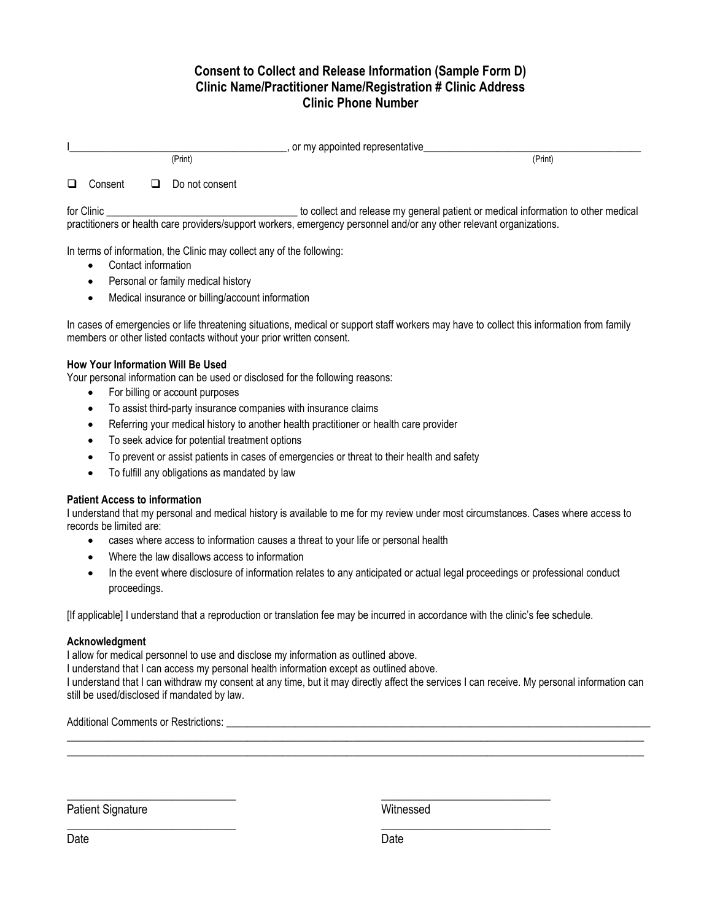# Consent to Collect and Release Information (Sample Form D)
## Clinic Name/Practitioner Name/Registration # Clinic Address
## Clinic Phone Number

I________________________________________, or my appointed representative__________________________________________
(Print) (Print)

- ☐ Consent ☐ Do not consent

for Clinic ____________________________________ to collect and release my general patient or medical information to other medical practitioners or health care providers/support workers, emergency personnel and/or any other relevant organizations.

In terms of information, the Clinic may collect any of the following:

- Contact information
- Personal or family medical history
- Medical insurance or billing/account information

In cases of emergencies or life threatening situations, medical or support staff workers may have to collect this information from family members or other listed contacts without your prior written consent.

**How Your Information Will Be Used**
Your personal information can be used or disclosed for the following reasons:

- For billing or account purposes
- To assist third-party insurance companies with insurance claims
- Referring your medical history to another health practitioner or health care provider
- To seek advice for potential treatment options
- To prevent or assist patients in cases of emergencies or threat to their health and safety
- To fulfill any obligations as mandated by law

**Patient Access to information**
I understand that my personal and medical history is available to me for my review under most circumstances. Cases where access to records be limited are:

- cases where access to information causes a threat to your life or personal health
- Where the law disallows access to information
- In the event where disclosure of information relates to any anticipated or actual legal proceedings or professional conduct proceedings.

[If applicable] I understand that a reproduction or translation fee may be incurred in accordance with the clinic's fee schedule.

**Acknowledgment**
I allow for medical personnel to use and disclose my information as outlined above.
I understand that I can access my personal health information except as outlined above.
I understand that I can withdraw my consent at any time, but it may directly affect the services I can receive. My personal information can still be used/disclosed if mandated by law.

Additional Comments or Restrictions: ________________________________________________________________________________
______________________________________________________________________________________________________________
______________________________________________________________________________________________________________

______________________________ ______________________________
Patient Signature Witnessed

______________________________ ______________________________
Date Date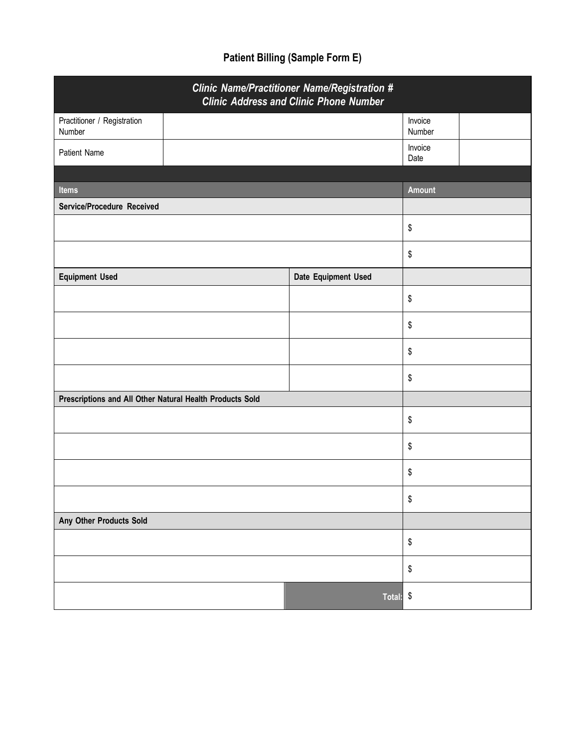# Patient Billing (Sample Form E)

| *Clinic Name/Practitioner Name/Registration #*<br>*Clinic Address and Clinic Phone Number* | | | |
|---|---|---|---|
| Practitioner / Registration Number | | Invoice Number | |
| Patient Name | | Invoice Date | |

| Items | | Amount |
|---|---|---|
| **Service/Procedure Received** | | |
| | | $ |
| | | $ |
| **Equipment Used** | **Date Equipment Used** | |
| | | $ |
| | | $ |
| | | $ |
| | | $ |
| **Prescriptions and All Other Natural Health Products Sold** | | |
| | | $ |
| | | $ |
| | | $ |
| | | $ |
| **Any Other Products Sold** | | |
| | | $ |
| | | $ |
| | Total: | $ |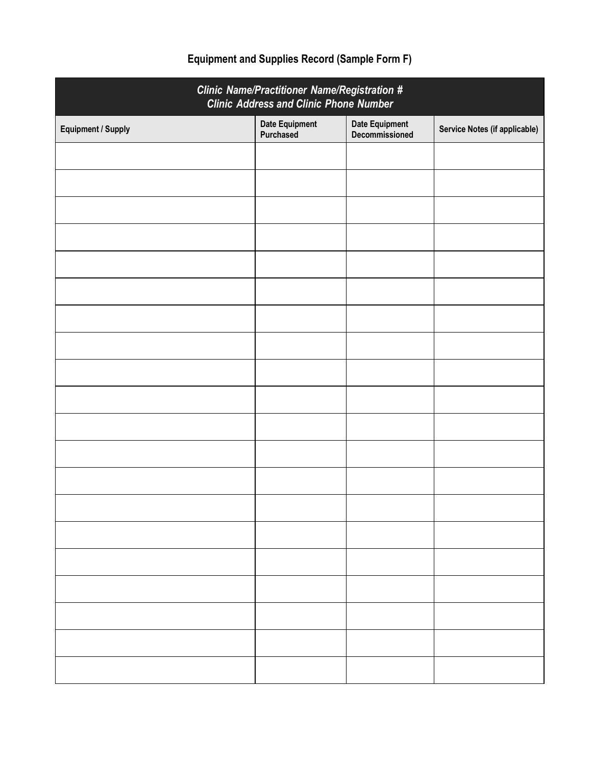# Equipment and Supplies Record (Sample Form F)

| *Clinic Name/Practitioner Name/Registration #*<br>*Clinic Address and Clinic Phone Number* | | | |
|---|---|---|---|
| **Equipment / Supply** | **Date Equipment Purchased** | **Date Equipment Decommissioned** | **Service Notes (if applicable)** |
| | | | |
| | | | |
| | | | |
| | | | |
| | | | |
| | | | |
| | | | |
| | | | |
| | | | |
| | | | |
| | | | |
| | | | |
| | | | |
| | | | |
| | | | |
| | | | |
| | | | |
| | | | |
| | | | |
| | | | |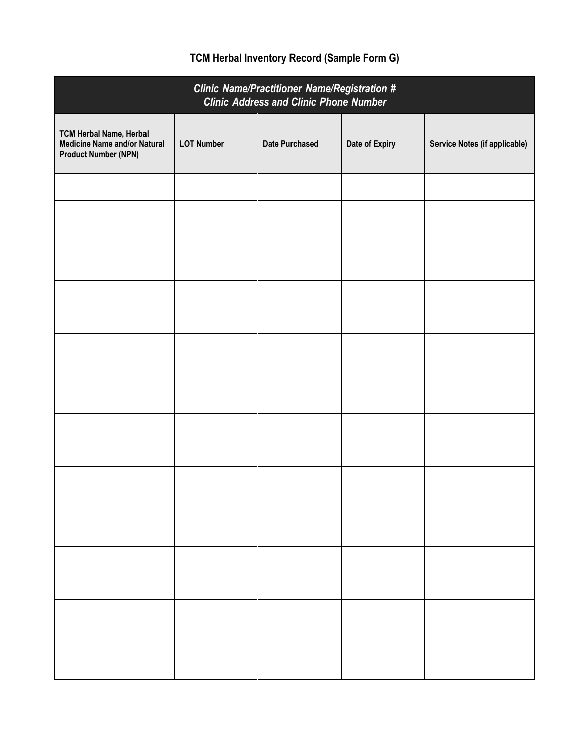**TCM Herbal Inventory Record (Sample Form G)**

| *Clinic Name/Practitioner Name/Registration #*<br>*Clinic Address and Clinic Phone Number* | | | | |
|---|---|---|---|---|
| **TCM Herbal Name, Herbal Medicine Name and/or Natural Product Number (NPN)** | **LOT Number** | **Date Purchased** | **Date of Expiry** | **Service Notes (if applicable)** |
| | | | | |
| | | | | |
| | | | | |
| | | | | |
| | | | | |
| | | | | |
| | | | | |
| | | | | |
| | | | | |
| | | | | |
| | | | | |
| | | | | |
| | | | | |
| | | | | |
| | | | | |
| | | | | |
| | | | | |
| | | | | |
| | | | | |